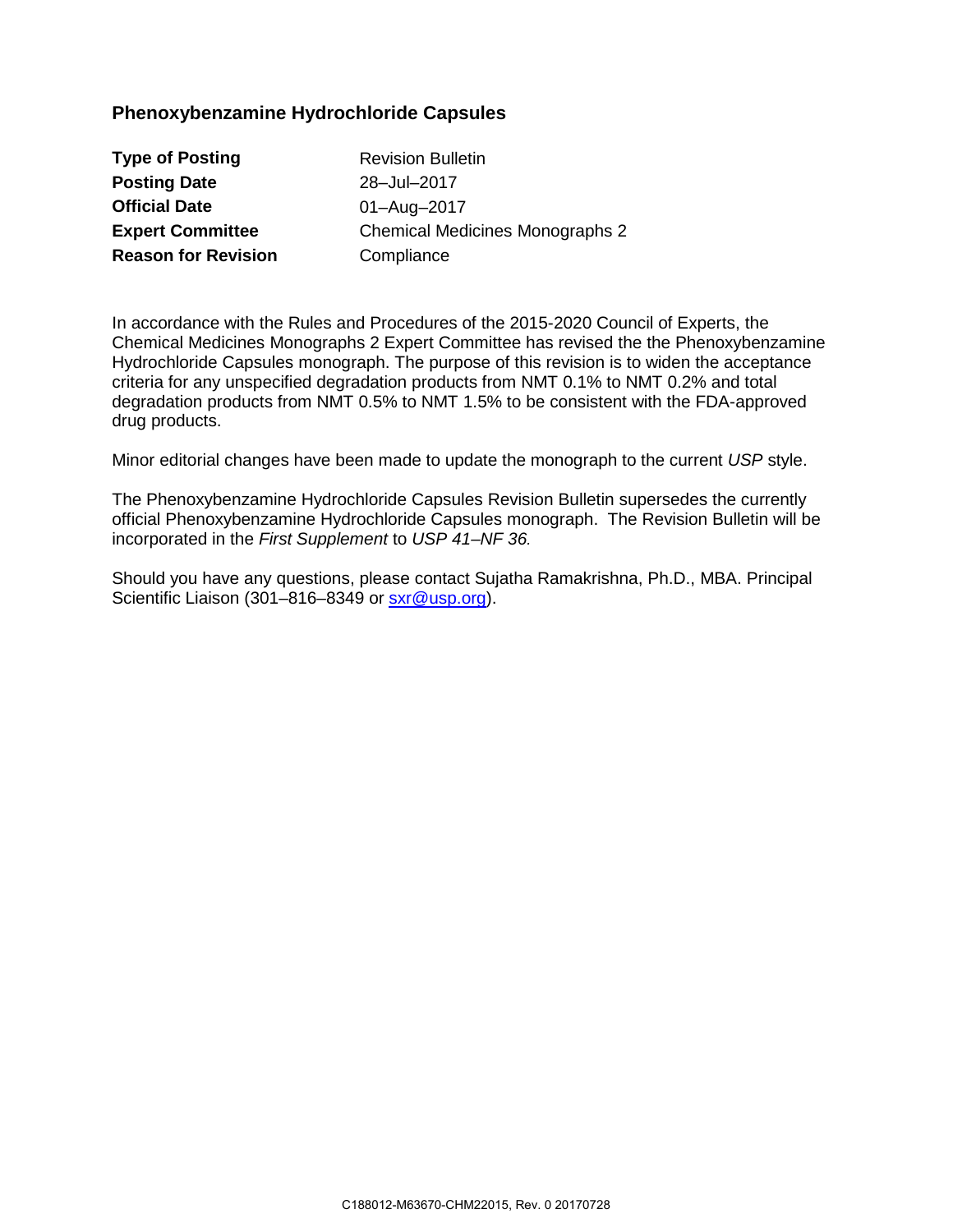## Phenoxybenzamine Hydrochloride Capsules

| | |
|---|---|
| **Type of Posting** | Revision Bulletin |
| **Posting Date** | 28–Jul–2017 |
| **Official Date** | 01–Aug–2017 |
| **Expert Committee** | Chemical Medicines Monographs 2 |
| **Reason for Revision** | Compliance |

In accordance with the Rules and Procedures of the 2015-2020 Council of Experts, the Chemical Medicines Monographs 2 Expert Committee has revised the the Phenoxybenzamine Hydrochloride Capsules monograph. The purpose of this revision is to widen the acceptance criteria for any unspecified degradation products from NMT 0.1% to NMT 0.2% and total degradation products from NMT 0.5% to NMT 1.5% to be consistent with the FDA-approved drug products.

Minor editorial changes have been made to update the monograph to the current *USP* style.

The Phenoxybenzamine Hydrochloride Capsules Revision Bulletin supersedes the currently official Phenoxybenzamine Hydrochloride Capsules monograph. The Revision Bulletin will be incorporated in the *First Supplement* to *USP 41–NF 36.*

Should you have any questions, please contact Sujatha Ramakrishna, Ph.D., MBA. Principal Scientific Liaison (301–816–8349 or sxr@usp.org).

C188012-M63670-CHM22015, Rev. 0 20170728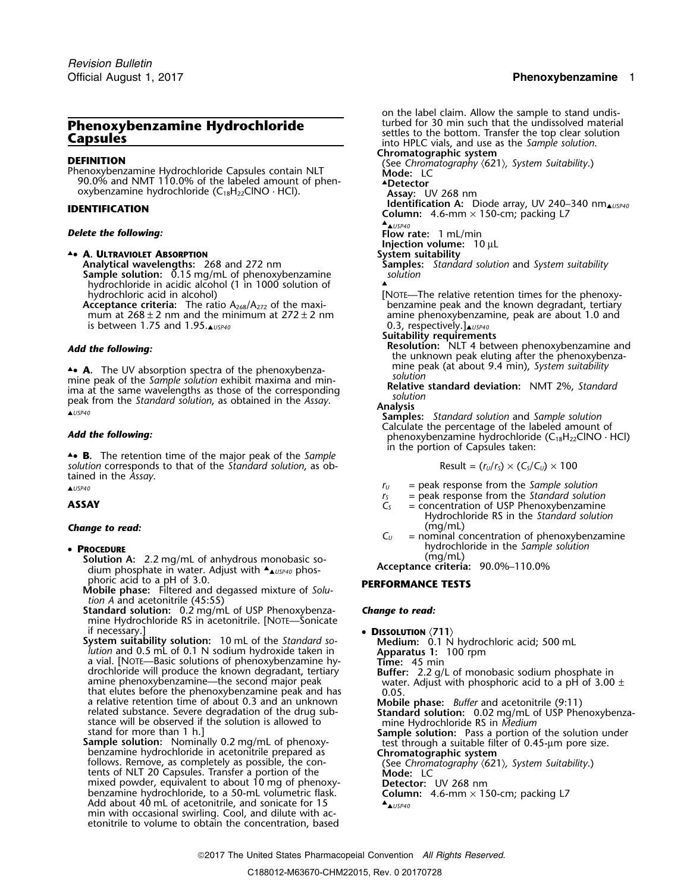Revision Bulletin
Official August 1, 2017

# Phenoxybenzamine Hydrochloride Capsules

## DEFINITION

Phenoxybenzamine Hydrochloride Capsules contain NLT 90.0% and NMT 110.0% of the labeled amount of phenoxybenzamine hydrochloride ($C_{18}H_{22}ClNO \cdot HCl$).

## IDENTIFICATION

***Delete the following:***

▲• **A. Ultraviolet Absorption**

**Analytical wavelengths:** 268 and 272 nm

**Sample solution:** 0.15 mg/mL of phenoxybenzamine hydrochloride in acidic alcohol (1 in 1000 solution of hydrochloric acid in alcohol)

**Acceptance criteria:** The ratio $A_{268}/A_{272}$ of the maximum at 268 ± 2 nm and the minimum at 272 ± 2 nm is between 1.75 and 1.95.▲USP40

***Add the following:***

▲• **A.** The UV absorption spectra of the phenoxybenzamine peak of the *Sample solution* exhibit maxima and minima at the same wavelengths as those of the corresponding peak from the *Standard solution*, as obtained in the *Assay*.
▲USP40

***Add the following:***

▲• **B.** The retention time of the major peak of the *Sample solution* corresponds to that of the *Standard solution*, as obtained in the *Assay*.
▲USP40

## ASSAY

***Change to read:***

• **Procedure**

**Solution A:** 2.2 mg/mL of anhydrous monobasic sodium phosphate in water. Adjust with ▲▲USP40 phosphoric acid to a pH of 3.0.

**Mobile phase:** Filtered and degassed mixture of *Solution A* and acetonitrile (45:55)

**Standard solution:** 0.2 mg/mL of USP Phenoxybenzamine Hydrochloride RS in acetonitrile. [Note—Sonicate if necessary.]

**System suitability solution:** 10 mL of the *Standard solution* and 0.5 mL of 0.1 N sodium hydroxide taken in a vial. [Note—Basic solutions of phenoxybenzamine hydrochloride will produce the known degradant, tertiary amine phenoxybenzamine—the second major peak that elutes before the phenoxybenzamine peak and has a relative retention time of about 0.3 and an unknown related substance. Severe degradation of the drug substance will be observed if the solution is allowed to stand for more than 1 h.]

**Sample solution:** Nominally 0.2 mg/mL of phenoxybenzamine hydrochloride in acetonitrile prepared as follows. Remove, as completely as possible, the contents of NLT 20 Capsules. Transfer a portion of the mixed powder, equivalent to about 10 mg of phenoxybenzamine hydrochloride, to a 50-mL volumetric flask. Add about 40 mL of acetonitrile, and sonicate for 15 min with occasional swirling. Cool, and dilute with acetonitrile to volume to obtain the concentration, based on the label claim. Allow the sample to stand undisturbed for 30 min such that the undissolved material settles to the bottom. Transfer the top clear solution into HPLC vials, and use as the *Sample solution*.

**Chromatographic system**

(See *Chromatography* ⟨621⟩, *System Suitability*.)

**Mode:** LC

▲**Detector**

**Assay:** UV 268 nm

**Identification A:** Diode array, UV 240–340 nm▲USP40

**Column:** 4.6-mm × 150-cm; packing L7

▲▲USP40

**Flow rate:** 1 mL/min

**Injection volume:** 10 µL

**System suitability**

**Samples:** *Standard solution* and *System suitability solution*

▲

[Note—The relative retention times for the phenoxybenzamine peak and the known degradant, tertiary amine phenoxybenzamine, peak are about 1.0 and 0.3, respectively.]▲USP40

**Suitability requirements**

**Resolution:** NLT 4 between phenoxybenzamine and the unknown peak eluting after the phenoxybenzamine peak (at about 9.4 min), *System suitability solution*

**Relative standard deviation:** NMT 2%, *Standard solution*

**Analysis**

**Samples:** *Standard solution* and *Sample solution*

Calculate the percentage of the labeled amount of phenoxybenzamine hydrochloride ($C_{18}H_{22}ClNO \cdot HCl$) in the portion of Capsules taken:

$$\text{Result} = (r_U/r_S) \times (C_S/C_U) \times 100$$

$r_U$ = peak response from the *Sample solution*

$r_S$ = peak response from the *Standard solution*

$C_S$ = concentration of USP Phenoxybenzamine Hydrochloride RS in the *Standard solution* (mg/mL)

$C_U$ = nominal concentration of phenoxybenzamine hydrochloride in the *Sample solution* (mg/mL)

**Acceptance criteria:** 90.0%–110.0%

## PERFORMANCE TESTS

***Change to read:***

• **Dissolution** ⟨711⟩

**Medium:** 0.1 N hydrochloric acid; 500 mL

**Apparatus 1:** 100 rpm

**Time:** 45 min

**Buffer:** 2.2 g/L of monobasic sodium phosphate in water. Adjust with phosphoric acid to a pH of 3.00 ± 0.05.

**Mobile phase:** *Buffer* and acetonitrile (9:11)

**Standard solution:** 0.02 mg/mL of USP Phenoxybenzamine Hydrochloride RS in *Medium*

**Sample solution:** Pass a portion of the solution under test through a suitable filter of 0.45-µm pore size.

**Chromatographic system**

(See *Chromatography* ⟨621⟩, *System Suitability*.)

**Mode:** LC

**Detector:** UV 268 nm

**Column:** 4.6-mm × 150-cm; packing L7

▲▲USP40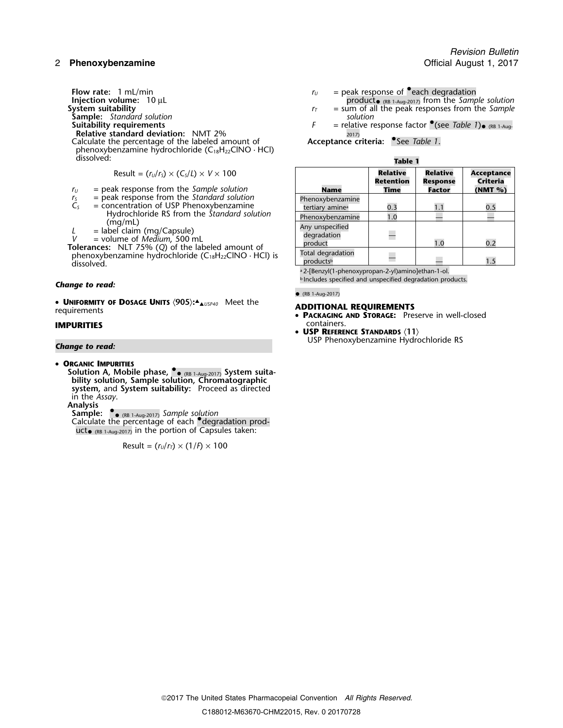**Flow rate:** 1 mL/min

**Injection volume:** 10 µL

**System suitability**

**Sample:** *Standard solution*

**Suitability requirements**

**Relative standard deviation:** NMT 2%

Calculate the percentage of the labeled amount of phenoxybenzamine hydrochloride ($C_{18}H_{22}ClNO \cdot HCl$) dissolved:

$$\text{Result} = (r_U/r_S) \times (C_S/L) \times V \times 100$$

$r_U$ = peak response from the *Sample solution*

$r_S$ = peak response from the *Standard solution*

$C_S$ = concentration of USP Phenoxybenzamine Hydrochloride RS from the *Standard solution* (mg/mL)

$L$ = label claim (mg/Capsule)

$V$ = volume of *Medium*, 500 mL

**Tolerances:** NLT 75% ($Q$) of the labeled amount of phenoxybenzamine hydrochloride ($C_{18}H_{22}ClNO \cdot HCl$) is dissolved.

***Change to read:***

• **UNIFORMITY OF DOSAGE UNITS** ⟨905⟩:▲▲USP40 Meet the requirements

## IMPURITIES

***Change to read:***

• **ORGANIC IMPURITIES**

**Solution A, Mobile phase,** •• (RB 1-Aug-2017) **System suitability solution, Sample solution, Chromatographic system,** and **System suitability:** Proceed as directed in the *Assay*.

**Analysis**

**Sample:** •• (RB 1-Aug-2017) *Sample solution*

Calculate the percentage of each •degradation product• (RB 1-Aug-2017) in the portion of Capsules taken:

$$\text{Result} = (r_U/r_T) \times (1/F) \times 100$$

$r_U$ = peak response of •each degradation product• (RB 1-Aug-2017) from the *Sample solution*

$r_T$ = sum of all the peak responses from the *Sample solution*

$F$ = relative response factor •(see *Table 1*)• (RB 1-Aug-2017)

**Acceptance criteria:** •See *Table 1*.

**Table 1**

| Name | Relative Retention Time | Relative Response Factor | Acceptance Criteria (NMT %) |
|---|---|---|---|
| Phenoxybenzamine tertiary amine[a] | 0.3 | 1.1 | 0.5 |
| Phenoxybenzamine | 1.0 | — | — |
| Any unspecified degradation product | — | 1.0 | 0.2 |
| Total degradation products[b] | — | — | 1.5 |

[a] 2-[Benzyl(1-phenoxypropan-2-yl)amino]ethan-1-ol.

[b] Includes specified and unspecified degradation products.

• (RB 1-Aug-2017)

## ADDITIONAL REQUIREMENTS

• **PACKAGING AND STORAGE:** Preserve in well-closed containers.

• **USP REFERENCE STANDARDS** ⟨11⟩

USP Phenoxybenzamine Hydrochloride RS